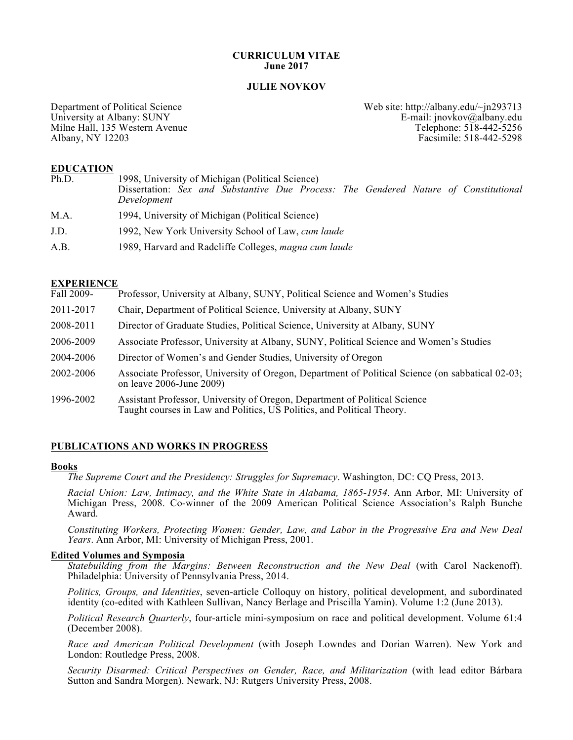**CURRICULUM VITAE**
**June 2017**

# JULIE NOVKOV

Department of Political Science
University at Albany: SUNY
Milne Hall, 135 Western Avenue
Albany, NY 12203

Web site: http://albany.edu/~jn293713
E-mail: jnovkov@albany.edu
Telephone: 518-442-5256
Facsimile: 518-442-5298

## EDUCATION

| | |
|---|---|
| Ph.D. | 1998, University of Michigan (Political Science)<br>Dissertation: *Sex and Substantive Due Process: The Gendered Nature of Constitutional Development* |
| M.A. | 1994, University of Michigan (Political Science) |
| J.D. | 1992, New York University School of Law, *cum laude* |
| A.B. | 1989, Harvard and Radcliffe Colleges, *magna cum laude* |

## EXPERIENCE

| | |
|---|---|
| Fall 2009- | Professor, University at Albany, SUNY, Political Science and Women's Studies |
| 2011-2017 | Chair, Department of Political Science, University at Albany, SUNY |
| 2008-2011 | Director of Graduate Studies, Political Science, University at Albany, SUNY |
| 2006-2009 | Associate Professor, University at Albany, SUNY, Political Science and Women's Studies |
| 2004-2006 | Director of Women's and Gender Studies, University of Oregon |
| 2002-2006 | Associate Professor, University of Oregon, Department of Political Science (on sabbatical 02-03; on leave 2006-June 2009) |
| 1996-2002 | Assistant Professor, University of Oregon, Department of Political Science<br>Taught courses in Law and Politics, US Politics, and Political Theory. |

## PUBLICATIONS AND WORKS IN PROGRESS

### Books

*The Supreme Court and the Presidency: Struggles for Supremacy*. Washington, DC: CQ Press, 2013.

*Racial Union: Law, Intimacy, and the White State in Alabama, 1865-1954*. Ann Arbor, MI: University of Michigan Press, 2008. Co-winner of the 2009 American Political Science Association's Ralph Bunche Award.

*Constituting Workers, Protecting Women: Gender, Law, and Labor in the Progressive Era and New Deal Years*. Ann Arbor, MI: University of Michigan Press, 2001.

### Edited Volumes and Symposia

*Statebuilding from the Margins: Between Reconstruction and the New Deal* (with Carol Nackenoff). Philadelphia: University of Pennsylvania Press, 2014.

*Politics, Groups, and Identities*, seven-article Colloquy on history, political development, and subordinated identity (co-edited with Kathleen Sullivan, Nancy Berlage and Priscilla Yamin). Volume 1:2 (June 2013).

*Political Research Quarterly*, four-article mini-symposium on race and political development. Volume 61:4 (December 2008).

*Race and American Political Development* (with Joseph Lowndes and Dorian Warren). New York and London: Routledge Press, 2008.

*Security Disarmed: Critical Perspectives on Gender, Race, and Militarization* (with lead editor Bárbara Sutton and Sandra Morgen). Newark, NJ: Rutgers University Press, 2008.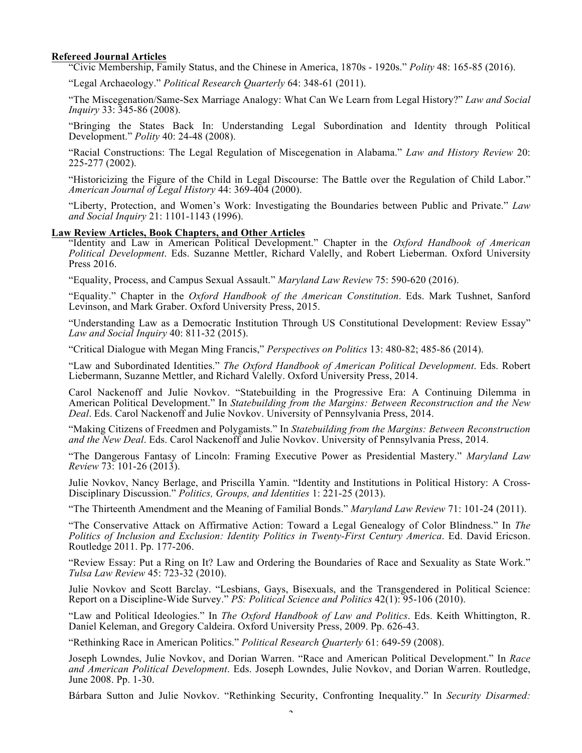**Refereed Journal Articles**

"Civic Membership, Family Status, and the Chinese in America, 1870s - 1920s." *Polity* 48: 165-85 (2016).

"Legal Archaeology." *Political Research Quarterly* 64: 348-61 (2011).

"The Miscegenation/Same-Sex Marriage Analogy: What Can We Learn from Legal History?" *Law and Social Inquiry* 33: 345-86 (2008).

"Bringing the States Back In: Understanding Legal Subordination and Identity through Political Development." *Polity* 40: 24-48 (2008).

"Racial Constructions: The Legal Regulation of Miscegenation in Alabama." *Law and History Review* 20: 225-277 (2002).

"Historicizing the Figure of the Child in Legal Discourse: The Battle over the Regulation of Child Labor." *American Journal of Legal History* 44: 369-404 (2000).

"Liberty, Protection, and Women's Work: Investigating the Boundaries between Public and Private." *Law and Social Inquiry* 21: 1101-1143 (1996).

**Law Review Articles, Book Chapters, and Other Articles**

"Identity and Law in American Political Development." Chapter in the *Oxford Handbook of American Political Development*. Eds. Suzanne Mettler, Richard Valelly, and Robert Lieberman. Oxford University Press 2016.

"Equality, Process, and Campus Sexual Assault." *Maryland Law Review* 75: 590-620 (2016).

"Equality." Chapter in the *Oxford Handbook of the American Constitution*. Eds. Mark Tushnet, Sanford Levinson, and Mark Graber. Oxford University Press, 2015.

"Understanding Law as a Democratic Institution Through US Constitutional Development: Review Essay" *Law and Social Inquiry* 40: 811-32 (2015).

"Critical Dialogue with Megan Ming Francis," *Perspectives on Politics* 13: 480-82; 485-86 (2014).

"Law and Subordinated Identities." *The Oxford Handbook of American Political Development*. Eds. Robert Liebermann, Suzanne Mettler, and Richard Valelly. Oxford University Press, 2014.

Carol Nackenoff and Julie Novkov. "Statebuilding in the Progressive Era: A Continuing Dilemma in American Political Development." In *Statebuilding from the Margins: Between Reconstruction and the New Deal*. Eds. Carol Nackenoff and Julie Novkov. University of Pennsylvania Press, 2014.

"Making Citizens of Freedmen and Polygamists." In *Statebuilding from the Margins: Between Reconstruction and the New Deal*. Eds. Carol Nackenoff and Julie Novkov. University of Pennsylvania Press, 2014.

"The Dangerous Fantasy of Lincoln: Framing Executive Power as Presidential Mastery." *Maryland Law Review* 73: 101-26 (2013).

Julie Novkov, Nancy Berlage, and Priscilla Yamin. "Identity and Institutions in Political History: A Cross-Disciplinary Discussion." *Politics, Groups, and Identities* 1: 221-25 (2013).

"The Thirteenth Amendment and the Meaning of Familial Bonds." *Maryland Law Review* 71: 101-24 (2011).

"The Conservative Attack on Affirmative Action: Toward a Legal Genealogy of Color Blindness." In *The Politics of Inclusion and Exclusion: Identity Politics in Twenty-First Century America*. Ed. David Ericson. Routledge 2011. Pp. 177-206.

"Review Essay: Put a Ring on It? Law and Ordering the Boundaries of Race and Sexuality as State Work." *Tulsa Law Review* 45: 723-32 (2010).

Julie Novkov and Scott Barclay. "Lesbians, Gays, Bisexuals, and the Transgendered in Political Science: Report on a Discipline-Wide Survey." *PS: Political Science and Politics* 42(1): 95-106 (2010).

"Law and Political Ideologies." In *The Oxford Handbook of Law and Politics*. Eds. Keith Whittington, R. Daniel Keleman, and Gregory Caldeira. Oxford University Press, 2009. Pp. 626-43.

"Rethinking Race in American Politics." *Political Research Quarterly* 61: 649-59 (2008).

Joseph Lowndes, Julie Novkov, and Dorian Warren. "Race and American Political Development." In *Race and American Political Development*. Eds. Joseph Lowndes, Julie Novkov, and Dorian Warren. Routledge, June 2008. Pp. 1-30.

Bárbara Sutton and Julie Novkov. "Rethinking Security, Confronting Inequality." In *Security Disarmed:*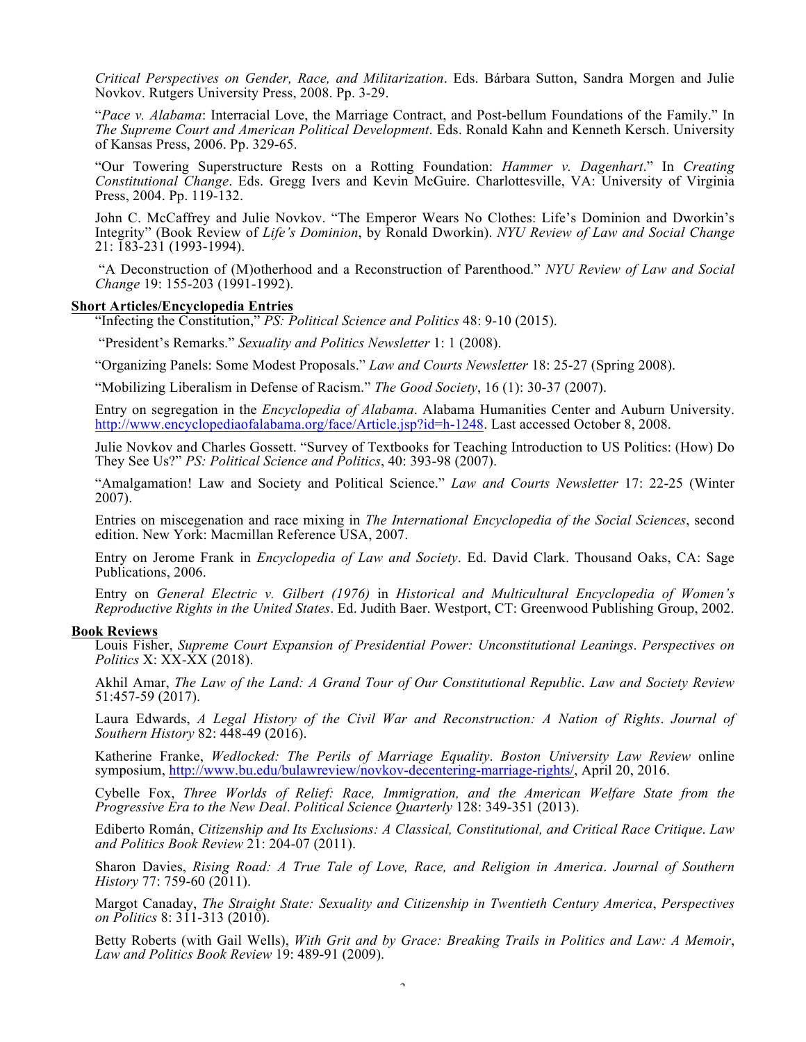*Critical Perspectives on Gender, Race, and Militarization*. Eds. Bárbara Sutton, Sandra Morgen and Julie Novkov. Rutgers University Press, 2008. Pp. 3-29.

"*Pace v. Alabama*: Interracial Love, the Marriage Contract, and Post-bellum Foundations of the Family." In *The Supreme Court and American Political Development*. Eds. Ronald Kahn and Kenneth Kersch. University of Kansas Press, 2006. Pp. 329-65.

"Our Towering Superstructure Rests on a Rotting Foundation: *Hammer v. Dagenhart*." In *Creating Constitutional Change*. Eds. Gregg Ivers and Kevin McGuire. Charlottesville, VA: University of Virginia Press, 2004. Pp. 119-132.

John C. McCaffrey and Julie Novkov. "The Emperor Wears No Clothes: Life's Dominion and Dworkin's Integrity" (Book Review of *Life's Dominion*, by Ronald Dworkin). *NYU Review of Law and Social Change* 21: 183-231 (1993-1994).

"A Deconstruction of (M)otherhood and a Reconstruction of Parenthood." *NYU Review of Law and Social Change* 19: 155-203 (1991-1992).

**Short Articles/Encyclopedia Entries**

"Infecting the Constitution," *PS: Political Science and Politics* 48: 9-10 (2015).

"President's Remarks." *Sexuality and Politics Newsletter* 1: 1 (2008).

"Organizing Panels: Some Modest Proposals." *Law and Courts Newsletter* 18: 25-27 (Spring 2008).

"Mobilizing Liberalism in Defense of Racism." *The Good Society*, 16 (1): 30-37 (2007).

Entry on segregation in the *Encyclopedia of Alabama*. Alabama Humanities Center and Auburn University. http://www.encyclopediaofalabama.org/face/Article.jsp?id=h-1248. Last accessed October 8, 2008.

Julie Novkov and Charles Gossett. "Survey of Textbooks for Teaching Introduction to US Politics: (How) Do They See Us?" *PS: Political Science and Politics*, 40: 393-98 (2007).

"Amalgamation! Law and Society and Political Science." *Law and Courts Newsletter* 17: 22-25 (Winter 2007).

Entries on miscegenation and race mixing in *The International Encyclopedia of the Social Sciences*, second edition. New York: Macmillan Reference USA, 2007.

Entry on Jerome Frank in *Encyclopedia of Law and Society*. Ed. David Clark. Thousand Oaks, CA: Sage Publications, 2006.

Entry on *General Electric v. Gilbert (1976)* in *Historical and Multicultural Encyclopedia of Women's Reproductive Rights in the United States*. Ed. Judith Baer. Westport, CT: Greenwood Publishing Group, 2002.

**Book Reviews**

Louis Fisher, *Supreme Court Expansion of Presidential Power: Unconstitutional Leanings*. *Perspectives on Politics* X: XX-XX (2018).

Akhil Amar, *The Law of the Land: A Grand Tour of Our Constitutional Republic*. *Law and Society Review* 51:457-59 (2017).

Laura Edwards, *A Legal History of the Civil War and Reconstruction: A Nation of Rights*. *Journal of Southern History* 82: 448-49 (2016).

Katherine Franke, *Wedlocked: The Perils of Marriage Equality*. *Boston University Law Review* online symposium, http://www.bu.edu/bulawreview/novkov-decentering-marriage-rights/, April 20, 2016.

Cybelle Fox, *Three Worlds of Relief: Race, Immigration, and the American Welfare State from the Progressive Era to the New Deal*. *Political Science Quarterly* 128: 349-351 (2013).

Ediberto Román, *Citizenship and Its Exclusions: A Classical, Constitutional, and Critical Race Critique*. *Law and Politics Book Review* 21: 204-07 (2011).

Sharon Davies, *Rising Road: A True Tale of Love, Race, and Religion in America*. *Journal of Southern History* 77: 759-60 (2011).

Margot Canaday, *The Straight State: Sexuality and Citizenship in Twentieth Century America*, *Perspectives on Politics* 8: 311-313 (2010).

Betty Roberts (with Gail Wells), *With Grit and by Grace: Breaking Trails in Politics and Law: A Memoir*, *Law and Politics Book Review* 19: 489-91 (2009).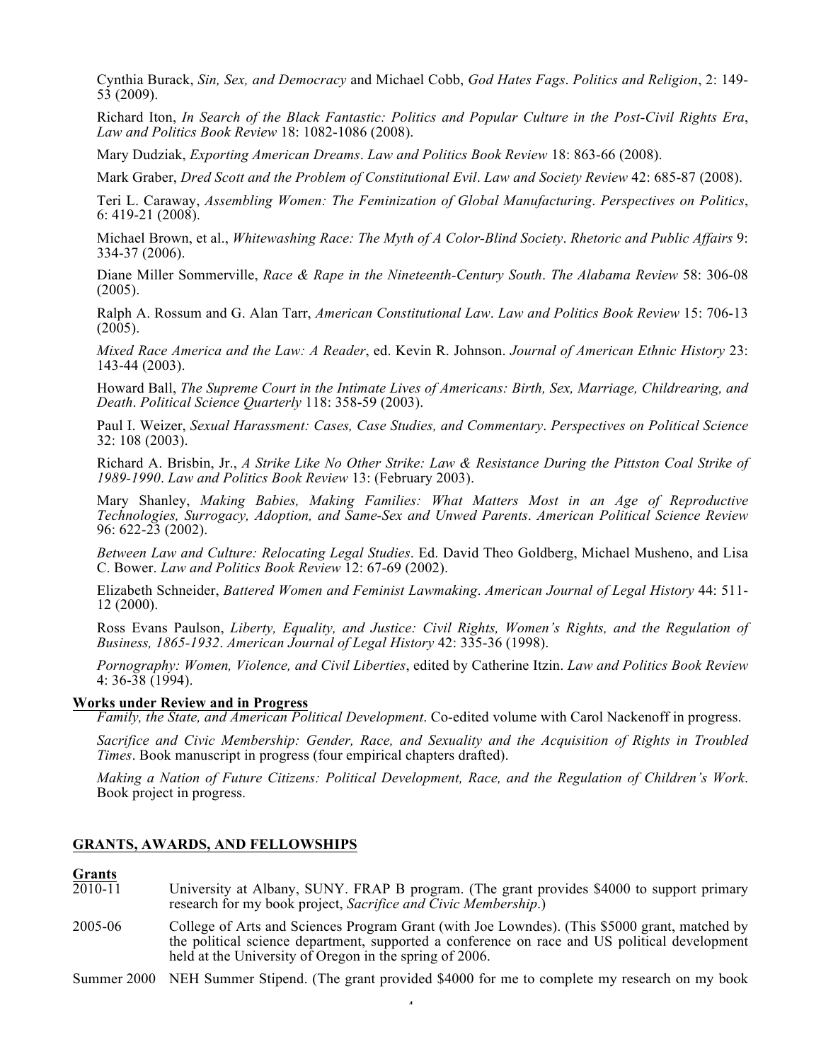Cynthia Burack, *Sin, Sex, and Democracy* and Michael Cobb, *God Hates Fags*. *Politics and Religion*, 2: 149-53 (2009).

Richard Iton, *In Search of the Black Fantastic: Politics and Popular Culture in the Post-Civil Rights Era*, *Law and Politics Book Review* 18: 1082-1086 (2008).

Mary Dudziak, *Exporting American Dreams*. *Law and Politics Book Review* 18: 863-66 (2008).

Mark Graber, *Dred Scott and the Problem of Constitutional Evil*. *Law and Society Review* 42: 685-87 (2008).

Teri L. Caraway, *Assembling Women: The Feminization of Global Manufacturing*. *Perspectives on Politics*, 6: 419-21 (2008).

Michael Brown, et al., *Whitewashing Race: The Myth of A Color-Blind Society*. *Rhetoric and Public Affairs* 9: 334-37 (2006).

Diane Miller Sommerville, *Race & Rape in the Nineteenth-Century South*. *The Alabama Review* 58: 306-08 (2005).

Ralph A. Rossum and G. Alan Tarr, *American Constitutional Law*. *Law and Politics Book Review* 15: 706-13 (2005).

*Mixed Race America and the Law: A Reader*, ed. Kevin R. Johnson. *Journal of American Ethnic History* 23: 143-44 (2003).

Howard Ball, *The Supreme Court in the Intimate Lives of Americans: Birth, Sex, Marriage, Childrearing, and Death*. *Political Science Quarterly* 118: 358-59 (2003).

Paul I. Weizer, *Sexual Harassment: Cases, Case Studies, and Commentary*. *Perspectives on Political Science* 32: 108 (2003).

Richard A. Brisbin, Jr., *A Strike Like No Other Strike: Law & Resistance During the Pittston Coal Strike of 1989-1990*. *Law and Politics Book Review* 13: (February 2003).

Mary Shanley, *Making Babies, Making Families: What Matters Most in an Age of Reproductive Technologies, Surrogacy, Adoption, and Same-Sex and Unwed Parents*. *American Political Science Review* 96: 622-23 (2002).

*Between Law and Culture: Relocating Legal Studies*. Ed. David Theo Goldberg, Michael Musheno, and Lisa C. Bower. *Law and Politics Book Review* 12: 67-69 (2002).

Elizabeth Schneider, *Battered Women and Feminist Lawmaking*. *American Journal of Legal History* 44: 511-12 (2000).

Ross Evans Paulson, *Liberty, Equality, and Justice: Civil Rights, Women's Rights, and the Regulation of Business, 1865-1932*. *American Journal of Legal History* 42: 335-36 (1998).

*Pornography: Women, Violence, and Civil Liberties*, edited by Catherine Itzin. *Law and Politics Book Review* 4: 36-38 (1994).

**Works under Review and in Progress**

*Family, the State, and American Political Development*. Co-edited volume with Carol Nackenoff in progress.

*Sacrifice and Civic Membership: Gender, Race, and Sexuality and the Acquisition of Rights in Troubled Times*. Book manuscript in progress (four empirical chapters drafted).

*Making a Nation of Future Citizens: Political Development, Race, and the Regulation of Children's Work*. Book project in progress.

## GRANTS, AWARDS, AND FELLOWSHIPS

**Grants**

2010-11 University at Albany, SUNY. FRAP B program. (The grant provides $4000 to support primary research for my book project, *Sacrifice and Civic Membership*.)

2005-06 College of Arts and Sciences Program Grant (with Joe Lowndes). (This $5000 grant, matched by the political science department, supported a conference on race and US political development held at the University of Oregon in the spring of 2006.

Summer 2000 NEH Summer Stipend. (The grant provided $4000 for me to complete my research on my book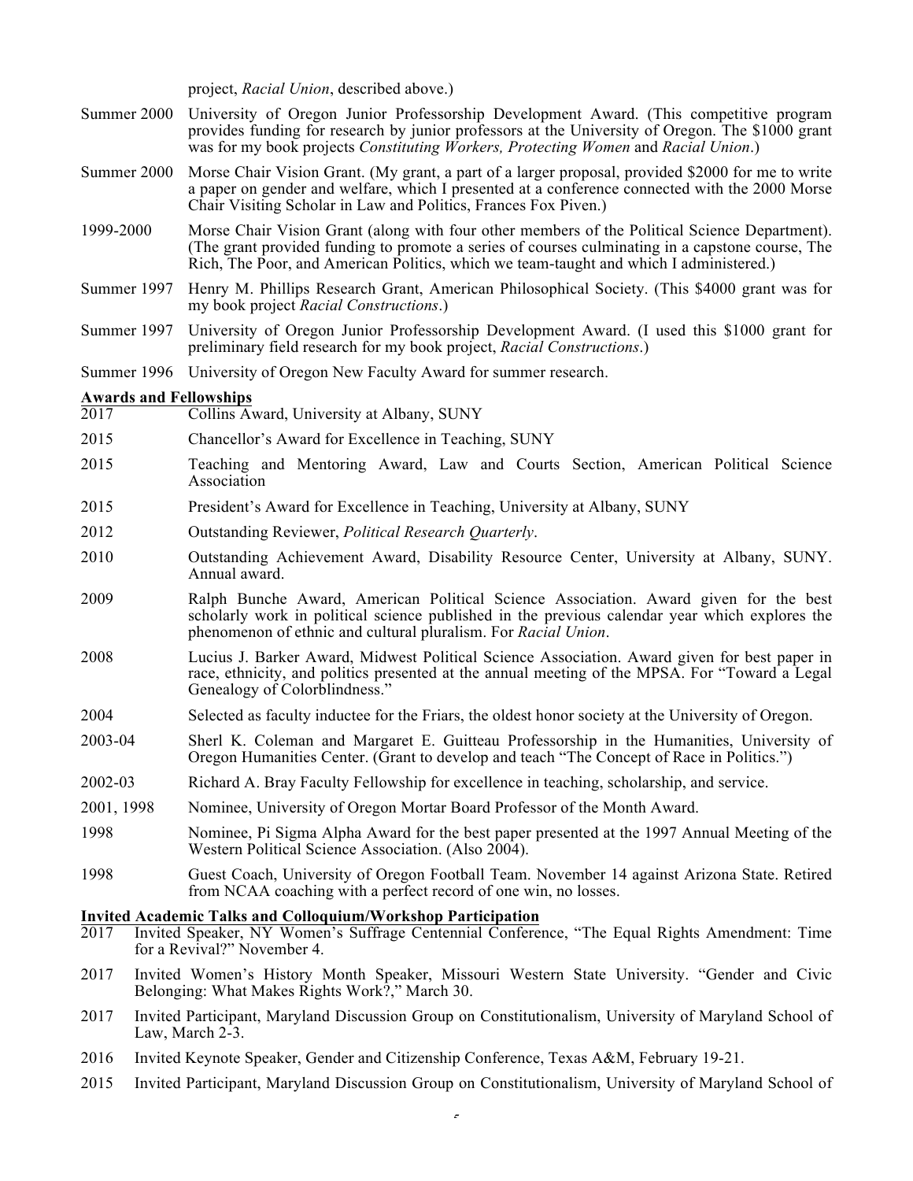project, *Racial Union*, described above.)

Summer 2000 University of Oregon Junior Professorship Development Award. (This competitive program provides funding for research by junior professors at the University of Oregon. The $1000 grant was for my book projects *Constituting Workers, Protecting Women* and *Racial Union*.)

Summer 2000 Morse Chair Vision Grant. (My grant, a part of a larger proposal, provided $2000 for me to write a paper on gender and welfare, which I presented at a conference connected with the 2000 Morse Chair Visiting Scholar in Law and Politics, Frances Fox Piven.)

1999-2000 Morse Chair Vision Grant (along with four other members of the Political Science Department). (The grant provided funding to promote a series of courses culminating in a capstone course, The Rich, The Poor, and American Politics, which we team-taught and which I administered.)

Summer 1997 Henry M. Phillips Research Grant, American Philosophical Society. (This $4000 grant was for my book project *Racial Constructions*.)

Summer 1997 University of Oregon Junior Professorship Development Award. (I used this $1000 grant for preliminary field research for my book project, *Racial Constructions*.)

Summer 1996 University of Oregon New Faculty Award for summer research.

**Awards and Fellowships**

2017 Collins Award, University at Albany, SUNY

2015 Chancellor's Award for Excellence in Teaching, SUNY

2015 Teaching and Mentoring Award, Law and Courts Section, American Political Science Association

2015 President's Award for Excellence in Teaching, University at Albany, SUNY

2012 Outstanding Reviewer, *Political Research Quarterly*.

2010 Outstanding Achievement Award, Disability Resource Center, University at Albany, SUNY. Annual award.

2009 Ralph Bunche Award, American Political Science Association. Award given for the best scholarly work in political science published in the previous calendar year which explores the phenomenon of ethnic and cultural pluralism. For *Racial Union*.

2008 Lucius J. Barker Award, Midwest Political Science Association. Award given for best paper in race, ethnicity, and politics presented at the annual meeting of the MPSA. For "Toward a Legal Genealogy of Colorblindness."

2004 Selected as faculty inductee for the Friars, the oldest honor society at the University of Oregon.

2003-04 Sherl K. Coleman and Margaret E. Guitteau Professorship in the Humanities, University of Oregon Humanities Center. (Grant to develop and teach "The Concept of Race in Politics.")

2002-03 Richard A. Bray Faculty Fellowship for excellence in teaching, scholarship, and service.

2001, 1998 Nominee, University of Oregon Mortar Board Professor of the Month Award.

1998 Nominee, Pi Sigma Alpha Award for the best paper presented at the 1997 Annual Meeting of the Western Political Science Association. (Also 2004).

1998 Guest Coach, University of Oregon Football Team. November 14 against Arizona State. Retired from NCAA coaching with a perfect record of one win, no losses.

**Invited Academic Talks and Colloquium/Workshop Participation**

2017 Invited Speaker, NY Women's Suffrage Centennial Conference, "The Equal Rights Amendment: Time for a Revival?" November 4.

2017 Invited Women's History Month Speaker, Missouri Western State University. "Gender and Civic Belonging: What Makes Rights Work?," March 30.

2017 Invited Participant, Maryland Discussion Group on Constitutionalism, University of Maryland School of Law, March 2-3.

2016 Invited Keynote Speaker, Gender and Citizenship Conference, Texas A&M, February 19-21.

2015 Invited Participant, Maryland Discussion Group on Constitutionalism, University of Maryland School of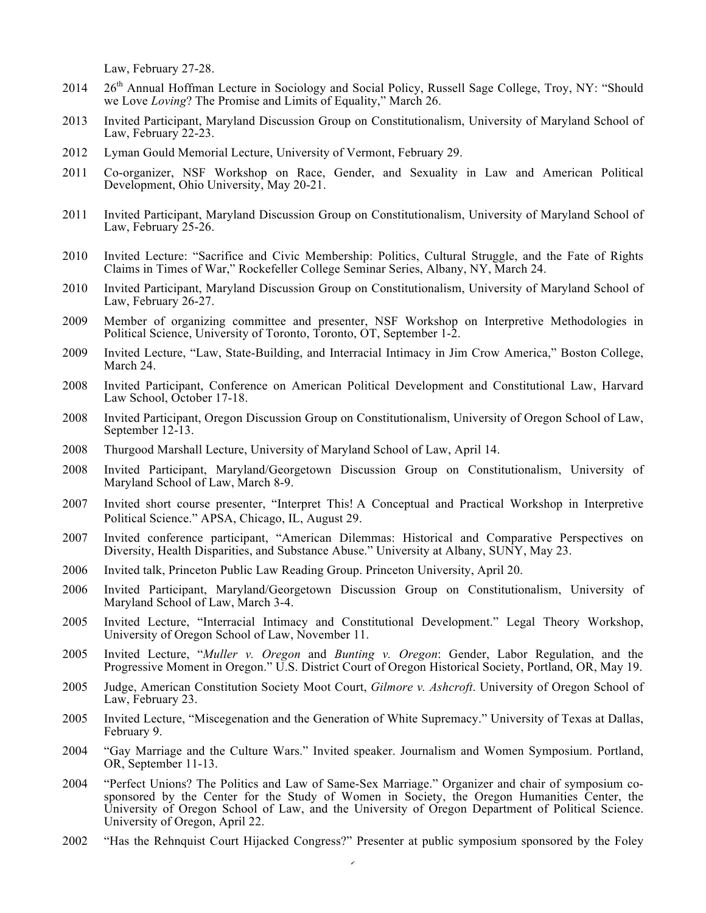Law, February 27-28.

2014 26th Annual Hoffman Lecture in Sociology and Social Policy, Russell Sage College, Troy, NY: "Should we Love *Loving*? The Promise and Limits of Equality," March 26.

2013 Invited Participant, Maryland Discussion Group on Constitutionalism, University of Maryland School of Law, February 22-23.

2012 Lyman Gould Memorial Lecture, University of Vermont, February 29.

2011 Co-organizer, NSF Workshop on Race, Gender, and Sexuality in Law and American Political Development, Ohio University, May 20-21.

2011 Invited Participant, Maryland Discussion Group on Constitutionalism, University of Maryland School of Law, February 25-26.

2010 Invited Lecture: "Sacrifice and Civic Membership: Politics, Cultural Struggle, and the Fate of Rights Claims in Times of War," Rockefeller College Seminar Series, Albany, NY, March 24.

2010 Invited Participant, Maryland Discussion Group on Constitutionalism, University of Maryland School of Law, February 26-27.

2009 Member of organizing committee and presenter, NSF Workshop on Interpretive Methodologies in Political Science, University of Toronto, Toronto, OT, September 1-2.

2009 Invited Lecture, "Law, State-Building, and Interracial Intimacy in Jim Crow America," Boston College, March 24.

2008 Invited Participant, Conference on American Political Development and Constitutional Law, Harvard Law School, October 17-18.

2008 Invited Participant, Oregon Discussion Group on Constitutionalism, University of Oregon School of Law, September 12-13.

2008 Thurgood Marshall Lecture, University of Maryland School of Law, April 14.

2008 Invited Participant, Maryland/Georgetown Discussion Group on Constitutionalism, University of Maryland School of Law, March 8-9.

2007 Invited short course presenter, "Interpret This! A Conceptual and Practical Workshop in Interpretive Political Science." APSA, Chicago, IL, August 29.

2007 Invited conference participant, "American Dilemmas: Historical and Comparative Perspectives on Diversity, Health Disparities, and Substance Abuse." University at Albany, SUNY, May 23.

2006 Invited talk, Princeton Public Law Reading Group. Princeton University, April 20.

2006 Invited Participant, Maryland/Georgetown Discussion Group on Constitutionalism, University of Maryland School of Law, March 3-4.

2005 Invited Lecture, "Interracial Intimacy and Constitutional Development." Legal Theory Workshop, University of Oregon School of Law, November 11.

2005 Invited Lecture, "*Muller v. Oregon* and *Bunting v. Oregon*: Gender, Labor Regulation, and the Progressive Moment in Oregon." U.S. District Court of Oregon Historical Society, Portland, OR, May 19.

2005 Judge, American Constitution Society Moot Court, *Gilmore v. Ashcroft*. University of Oregon School of Law, February 23.

2005 Invited Lecture, "Miscegenation and the Generation of White Supremacy." University of Texas at Dallas, February 9.

2004 "Gay Marriage and the Culture Wars." Invited speaker. Journalism and Women Symposium. Portland, OR, September 11-13.

2004 "Perfect Unions? The Politics and Law of Same-Sex Marriage." Organizer and chair of symposium co-sponsored by the Center for the Study of Women in Society, the Oregon Humanities Center, the University of Oregon School of Law, and the University of Oregon Department of Political Science. University of Oregon, April 22.

2002 "Has the Rehnquist Court Hijacked Congress?" Presenter at public symposium sponsored by the Foley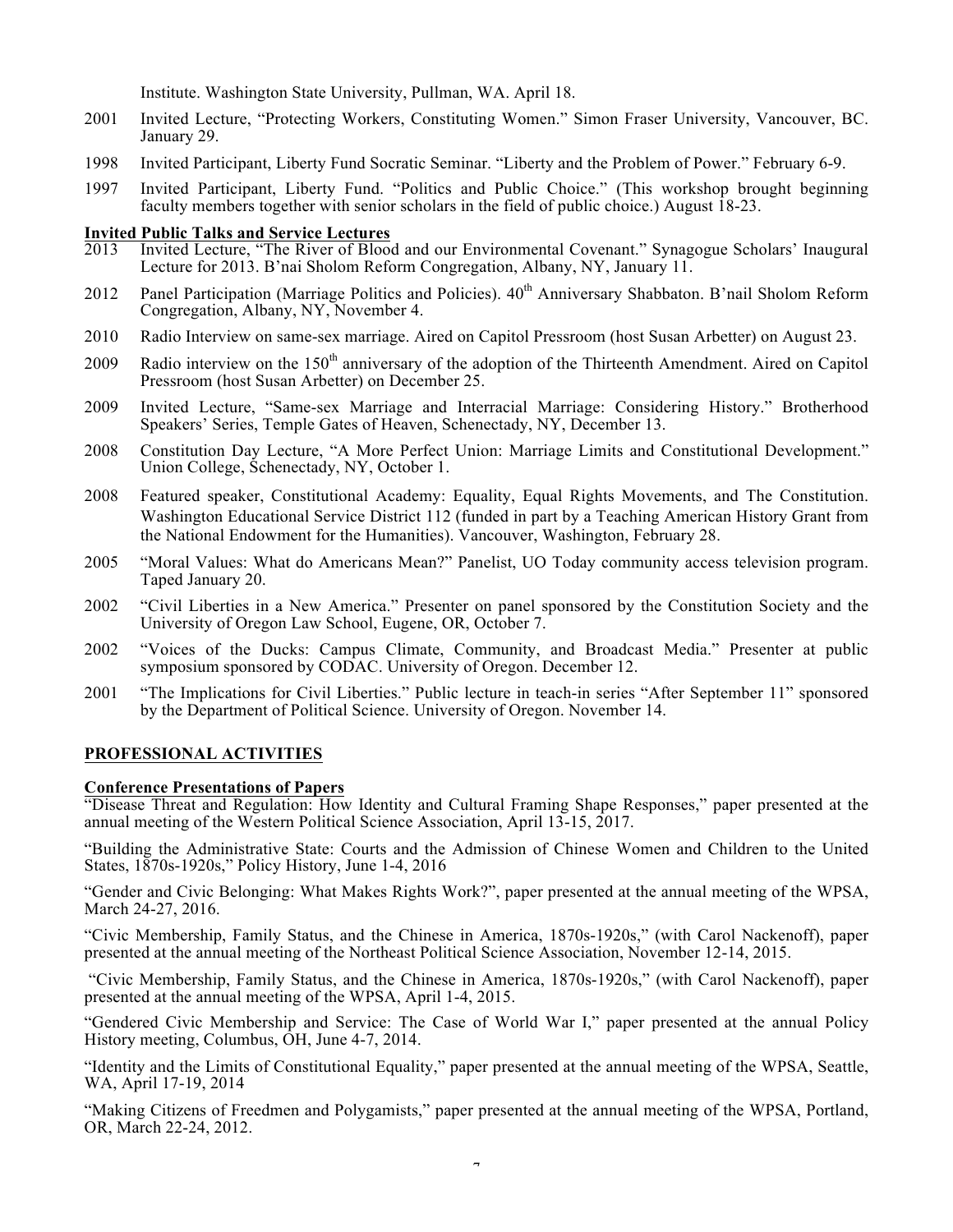Institute. Washington State University, Pullman, WA. April 18.

2001 Invited Lecture, "Protecting Workers, Constituting Women." Simon Fraser University, Vancouver, BC. January 29.

1998 Invited Participant, Liberty Fund Socratic Seminar. "Liberty and the Problem of Power." February 6-9.

1997 Invited Participant, Liberty Fund. "Politics and Public Choice." (This workshop brought beginning faculty members together with senior scholars in the field of public choice.) August 18-23.

**Invited Public Talks and Service Lectures**

2013 Invited Lecture, "The River of Blood and our Environmental Covenant." Synagogue Scholars' Inaugural Lecture for 2013. B'nai Sholom Reform Congregation, Albany, NY, January 11.

2012 Panel Participation (Marriage Politics and Policies). 40th Anniversary Shabbaton. B'nail Sholom Reform Congregation, Albany, NY, November 4.

2010 Radio Interview on same-sex marriage. Aired on Capitol Pressroom (host Susan Arbetter) on August 23.

2009 Radio interview on the 150th anniversary of the adoption of the Thirteenth Amendment. Aired on Capitol Pressroom (host Susan Arbetter) on December 25.

2009 Invited Lecture, "Same-sex Marriage and Interracial Marriage: Considering History." Brotherhood Speakers' Series, Temple Gates of Heaven, Schenectady, NY, December 13.

2008 Constitution Day Lecture, "A More Perfect Union: Marriage Limits and Constitutional Development." Union College, Schenectady, NY, October 1.

2008 Featured speaker, Constitutional Academy: Equality, Equal Rights Movements, and The Constitution. Washington Educational Service District 112 (funded in part by a Teaching American History Grant from the National Endowment for the Humanities). Vancouver, Washington, February 28.

2005 "Moral Values: What do Americans Mean?" Panelist, UO Today community access television program. Taped January 20.

2002 "Civil Liberties in a New America." Presenter on panel sponsored by the Constitution Society and the University of Oregon Law School, Eugene, OR, October 7.

2002 "Voices of the Ducks: Campus Climate, Community, and Broadcast Media." Presenter at public symposium sponsored by CODAC. University of Oregon. December 12.

2001 "The Implications for Civil Liberties." Public lecture in teach-in series "After September 11" sponsored by the Department of Political Science. University of Oregon. November 14.

## PROFESSIONAL ACTIVITIES

**Conference Presentations of Papers**

"Disease Threat and Regulation: How Identity and Cultural Framing Shape Responses," paper presented at the annual meeting of the Western Political Science Association, April 13-15, 2017.

"Building the Administrative State: Courts and the Admission of Chinese Women and Children to the United States, 1870s-1920s," Policy History, June 1-4, 2016

"Gender and Civic Belonging: What Makes Rights Work?", paper presented at the annual meeting of the WPSA, March 24-27, 2016.

"Civic Membership, Family Status, and the Chinese in America, 1870s-1920s," (with Carol Nackenoff), paper presented at the annual meeting of the Northeast Political Science Association, November 12-14, 2015.

"Civic Membership, Family Status, and the Chinese in America, 1870s-1920s," (with Carol Nackenoff), paper presented at the annual meeting of the WPSA, April 1-4, 2015.

"Gendered Civic Membership and Service: The Case of World War I," paper presented at the annual Policy History meeting, Columbus, OH, June 4-7, 2014.

"Identity and the Limits of Constitutional Equality," paper presented at the annual meeting of the WPSA, Seattle, WA, April 17-19, 2014

"Making Citizens of Freedmen and Polygamists," paper presented at the annual meeting of the WPSA, Portland, OR, March 22-24, 2012.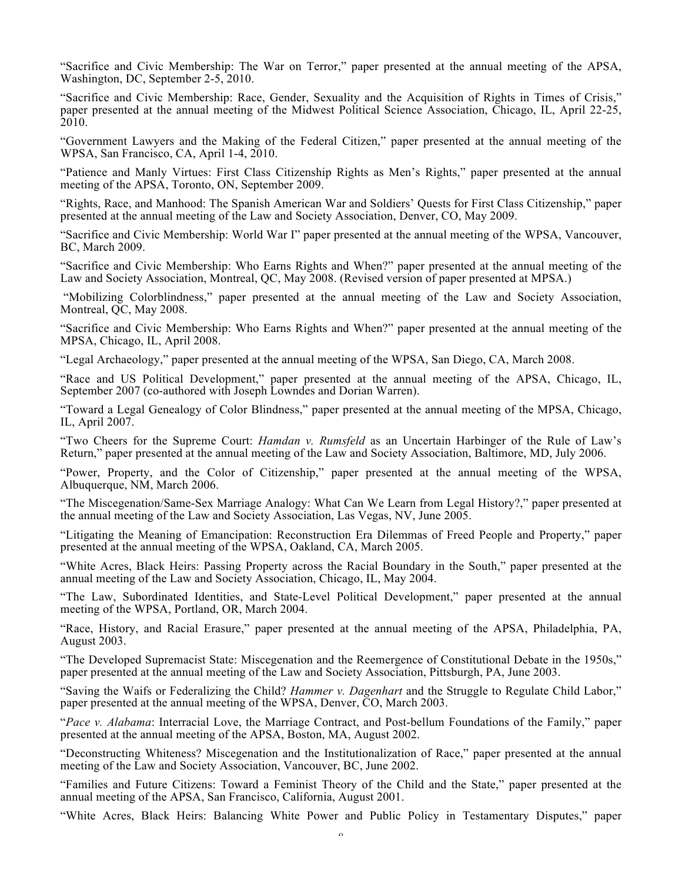"Sacrifice and Civic Membership: The War on Terror," paper presented at the annual meeting of the APSA, Washington, DC, September 2-5, 2010.

"Sacrifice and Civic Membership: Race, Gender, Sexuality and the Acquisition of Rights in Times of Crisis," paper presented at the annual meeting of the Midwest Political Science Association, Chicago, IL, April 22-25, 2010.

"Government Lawyers and the Making of the Federal Citizen," paper presented at the annual meeting of the WPSA, San Francisco, CA, April 1-4, 2010.

"Patience and Manly Virtues: First Class Citizenship Rights as Men's Rights," paper presented at the annual meeting of the APSA, Toronto, ON, September 2009.

"Rights, Race, and Manhood: The Spanish American War and Soldiers' Quests for First Class Citizenship," paper presented at the annual meeting of the Law and Society Association, Denver, CO, May 2009.

"Sacrifice and Civic Membership: World War I" paper presented at the annual meeting of the WPSA, Vancouver, BC, March 2009.

"Sacrifice and Civic Membership: Who Earns Rights and When?" paper presented at the annual meeting of the Law and Society Association, Montreal, QC, May 2008. (Revised version of paper presented at MPSA.)

"Mobilizing Colorblindness," paper presented at the annual meeting of the Law and Society Association, Montreal, QC, May 2008.

"Sacrifice and Civic Membership: Who Earns Rights and When?" paper presented at the annual meeting of the MPSA, Chicago, IL, April 2008.

"Legal Archaeology," paper presented at the annual meeting of the WPSA, San Diego, CA, March 2008.

"Race and US Political Development," paper presented at the annual meeting of the APSA, Chicago, IL, September 2007 (co-authored with Joseph Lowndes and Dorian Warren).

"Toward a Legal Genealogy of Color Blindness," paper presented at the annual meeting of the MPSA, Chicago, IL, April 2007.

"Two Cheers for the Supreme Court: *Hamdan v. Rumsfeld* as an Uncertain Harbinger of the Rule of Law's Return," paper presented at the annual meeting of the Law and Society Association, Baltimore, MD, July 2006.

"Power, Property, and the Color of Citizenship," paper presented at the annual meeting of the WPSA, Albuquerque, NM, March 2006.

"The Miscegenation/Same-Sex Marriage Analogy: What Can We Learn from Legal History?," paper presented at the annual meeting of the Law and Society Association, Las Vegas, NV, June 2005.

"Litigating the Meaning of Emancipation: Reconstruction Era Dilemmas of Freed People and Property," paper presented at the annual meeting of the WPSA, Oakland, CA, March 2005.

"White Acres, Black Heirs: Passing Property across the Racial Boundary in the South," paper presented at the annual meeting of the Law and Society Association, Chicago, IL, May 2004.

"The Law, Subordinated Identities, and State-Level Political Development," paper presented at the annual meeting of the WPSA, Portland, OR, March 2004.

"Race, History, and Racial Erasure," paper presented at the annual meeting of the APSA, Philadelphia, PA, August 2003.

"The Developed Supremacist State: Miscegenation and the Reemergence of Constitutional Debate in the 1950s," paper presented at the annual meeting of the Law and Society Association, Pittsburgh, PA, June 2003.

"Saving the Waifs or Federalizing the Child? *Hammer v. Dagenhart* and the Struggle to Regulate Child Labor," paper presented at the annual meeting of the WPSA, Denver, CO, March 2003.

"*Pace v. Alabama*: Interracial Love, the Marriage Contract, and Post-bellum Foundations of the Family," paper presented at the annual meeting of the APSA, Boston, MA, August 2002.

"Deconstructing Whiteness? Miscegenation and the Institutionalization of Race," paper presented at the annual meeting of the Law and Society Association, Vancouver, BC, June 2002.

"Families and Future Citizens: Toward a Feminist Theory of the Child and the State," paper presented at the annual meeting of the APSA, San Francisco, California, August 2001.

"White Acres, Black Heirs: Balancing White Power and Public Policy in Testamentary Disputes," paper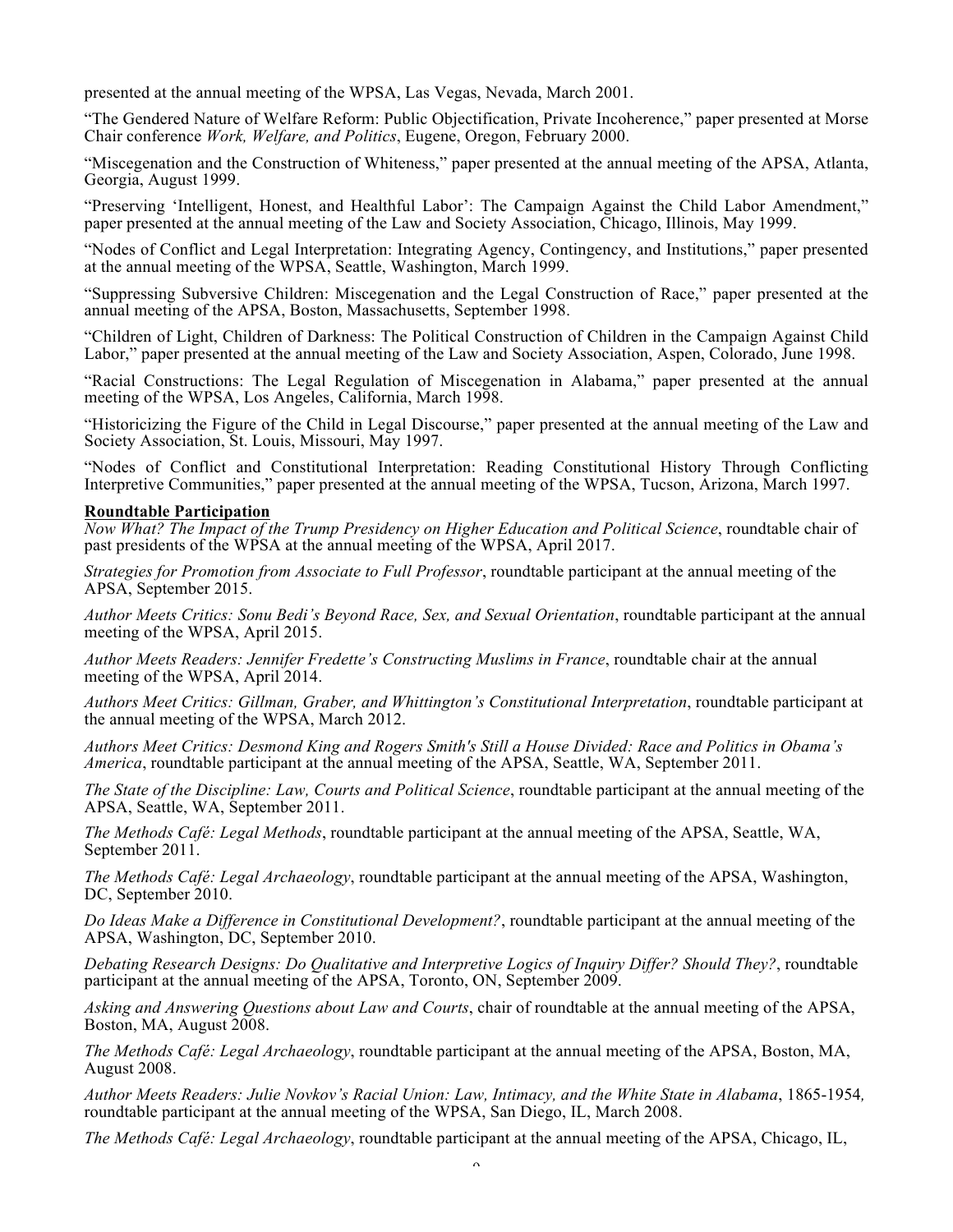presented at the annual meeting of the WPSA, Las Vegas, Nevada, March 2001.

"The Gendered Nature of Welfare Reform: Public Objectification, Private Incoherence," paper presented at Morse Chair conference *Work, Welfare, and Politics*, Eugene, Oregon, February 2000.

"Miscegenation and the Construction of Whiteness," paper presented at the annual meeting of the APSA, Atlanta, Georgia, August 1999.

"Preserving 'Intelligent, Honest, and Healthful Labor': The Campaign Against the Child Labor Amendment," paper presented at the annual meeting of the Law and Society Association, Chicago, Illinois, May 1999.

"Nodes of Conflict and Legal Interpretation: Integrating Agency, Contingency, and Institutions," paper presented at the annual meeting of the WPSA, Seattle, Washington, March 1999.

"Suppressing Subversive Children: Miscegenation and the Legal Construction of Race," paper presented at the annual meeting of the APSA, Boston, Massachusetts, September 1998.

"Children of Light, Children of Darkness: The Political Construction of Children in the Campaign Against Child Labor," paper presented at the annual meeting of the Law and Society Association, Aspen, Colorado, June 1998.

"Racial Constructions: The Legal Regulation of Miscegenation in Alabama," paper presented at the annual meeting of the WPSA, Los Angeles, California, March 1998.

"Historicizing the Figure of the Child in Legal Discourse," paper presented at the annual meeting of the Law and Society Association, St. Louis, Missouri, May 1997.

"Nodes of Conflict and Constitutional Interpretation: Reading Constitutional History Through Conflicting Interpretive Communities," paper presented at the annual meeting of the WPSA, Tucson, Arizona, March 1997.

**Roundtable Participation**

*Now What? The Impact of the Trump Presidency on Higher Education and Political Science*, roundtable chair of past presidents of the WPSA at the annual meeting of the WPSA, April 2017.

*Strategies for Promotion from Associate to Full Professor*, roundtable participant at the annual meeting of the APSA, September 2015.

*Author Meets Critics: Sonu Bedi's Beyond Race, Sex, and Sexual Orientation*, roundtable participant at the annual meeting of the WPSA, April 2015.

*Author Meets Readers: Jennifer Fredette's Constructing Muslims in France*, roundtable chair at the annual meeting of the WPSA, April 2014.

*Authors Meet Critics: Gillman, Graber, and Whittington's Constitutional Interpretation*, roundtable participant at the annual meeting of the WPSA, March 2012.

*Authors Meet Critics: Desmond King and Rogers Smith's Still a House Divided: Race and Politics in Obama's America*, roundtable participant at the annual meeting of the APSA, Seattle, WA, September 2011.

*The State of the Discipline: Law, Courts and Political Science*, roundtable participant at the annual meeting of the APSA, Seattle, WA, September 2011.

*The Methods Café: Legal Methods*, roundtable participant at the annual meeting of the APSA, Seattle, WA, September 2011.

*The Methods Café: Legal Archaeology*, roundtable participant at the annual meeting of the APSA, Washington, DC, September 2010.

*Do Ideas Make a Difference in Constitutional Development?*, roundtable participant at the annual meeting of the APSA, Washington, DC, September 2010.

*Debating Research Designs: Do Qualitative and Interpretive Logics of Inquiry Differ? Should They?*, roundtable participant at the annual meeting of the APSA, Toronto, ON, September 2009.

*Asking and Answering Questions about Law and Courts*, chair of roundtable at the annual meeting of the APSA, Boston, MA, August 2008.

*The Methods Café: Legal Archaeology*, roundtable participant at the annual meeting of the APSA, Boston, MA, August 2008.

*Author Meets Readers: Julie Novkov's Racial Union: Law, Intimacy, and the White State in Alabama*, 1865-1954*,* roundtable participant at the annual meeting of the WPSA, San Diego, IL, March 2008.

*The Methods Café: Legal Archaeology*, roundtable participant at the annual meeting of the APSA, Chicago, IL,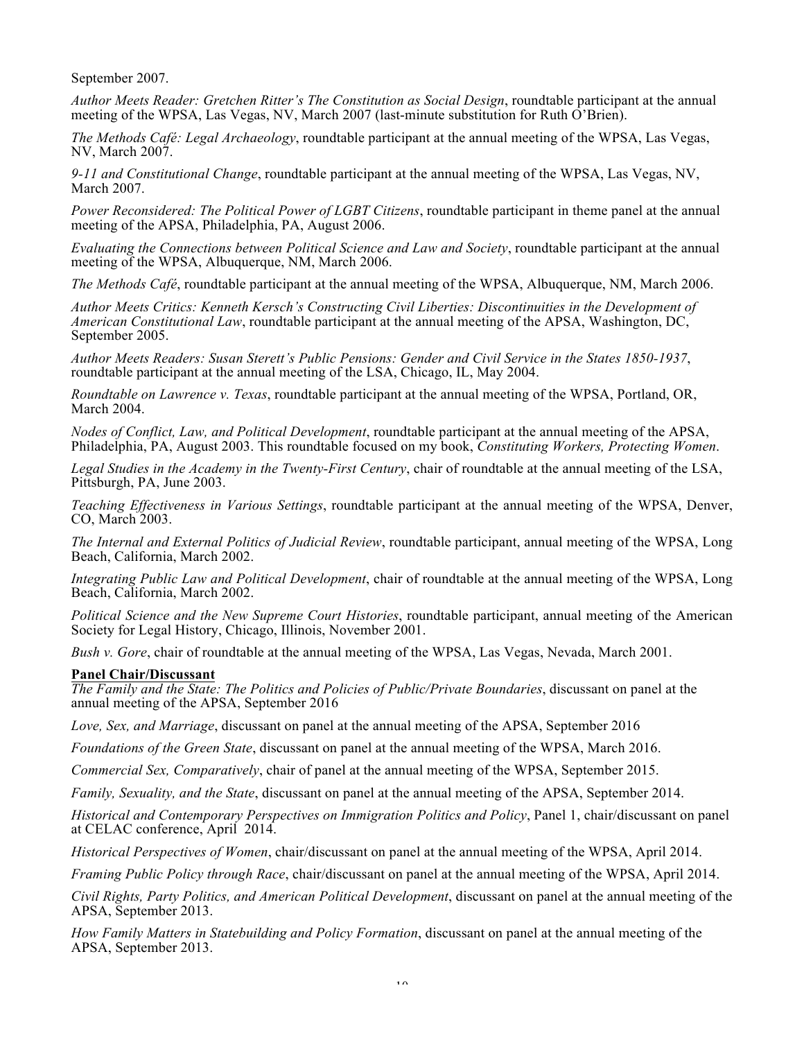September 2007.

*Author Meets Reader: Gretchen Ritter's The Constitution as Social Design*, roundtable participant at the annual meeting of the WPSA, Las Vegas, NV, March 2007 (last-minute substitution for Ruth O'Brien).

*The Methods Café: Legal Archaeology*, roundtable participant at the annual meeting of the WPSA, Las Vegas, NV, March 2007.

*9-11 and Constitutional Change*, roundtable participant at the annual meeting of the WPSA, Las Vegas, NV, March 2007.

*Power Reconsidered: The Political Power of LGBT Citizens*, roundtable participant in theme panel at the annual meeting of the APSA, Philadelphia, PA, August 2006.

*Evaluating the Connections between Political Science and Law and Society*, roundtable participant at the annual meeting of the WPSA, Albuquerque, NM, March 2006.

*The Methods Café*, roundtable participant at the annual meeting of the WPSA, Albuquerque, NM, March 2006.

*Author Meets Critics: Kenneth Kersch's Constructing Civil Liberties: Discontinuities in the Development of American Constitutional Law*, roundtable participant at the annual meeting of the APSA, Washington, DC, September 2005.

*Author Meets Readers: Susan Sterett's Public Pensions: Gender and Civil Service in the States 1850-1937*, roundtable participant at the annual meeting of the LSA, Chicago, IL, May 2004.

*Roundtable on Lawrence v. Texas*, roundtable participant at the annual meeting of the WPSA, Portland, OR, March 2004.

*Nodes of Conflict, Law, and Political Development*, roundtable participant at the annual meeting of the APSA, Philadelphia, PA, August 2003. This roundtable focused on my book, *Constituting Workers, Protecting Women*.

*Legal Studies in the Academy in the Twenty-First Century*, chair of roundtable at the annual meeting of the LSA, Pittsburgh, PA, June 2003.

*Teaching Effectiveness in Various Settings*, roundtable participant at the annual meeting of the WPSA, Denver, CO, March 2003.

*The Internal and External Politics of Judicial Review*, roundtable participant, annual meeting of the WPSA, Long Beach, California, March 2002.

*Integrating Public Law and Political Development*, chair of roundtable at the annual meeting of the WPSA, Long Beach, California, March 2002.

*Political Science and the New Supreme Court Histories*, roundtable participant, annual meeting of the American Society for Legal History, Chicago, Illinois, November 2001.

*Bush v. Gore*, chair of roundtable at the annual meeting of the WPSA, Las Vegas, Nevada, March 2001.

**Panel Chair/Discussant**

*The Family and the State: The Politics and Policies of Public/Private Boundaries*, discussant on panel at the annual meeting of the APSA, September 2016

*Love, Sex, and Marriage*, discussant on panel at the annual meeting of the APSA, September 2016

*Foundations of the Green State*, discussant on panel at the annual meeting of the WPSA, March 2016.

*Commercial Sex, Comparatively*, chair of panel at the annual meeting of the WPSA, September 2015.

*Family, Sexuality, and the State*, discussant on panel at the annual meeting of the APSA, September 2014.

*Historical and Contemporary Perspectives on Immigration Politics and Policy*, Panel 1, chair/discussant on panel at CELAC conference, April 2014.

*Historical Perspectives of Women*, chair/discussant on panel at the annual meeting of the WPSA, April 2014.

*Framing Public Policy through Race*, chair/discussant on panel at the annual meeting of the WPSA, April 2014.

*Civil Rights, Party Politics, and American Political Development*, discussant on panel at the annual meeting of the APSA, September 2013.

*How Family Matters in Statebuilding and Policy Formation*, discussant on panel at the annual meeting of the APSA, September 2013.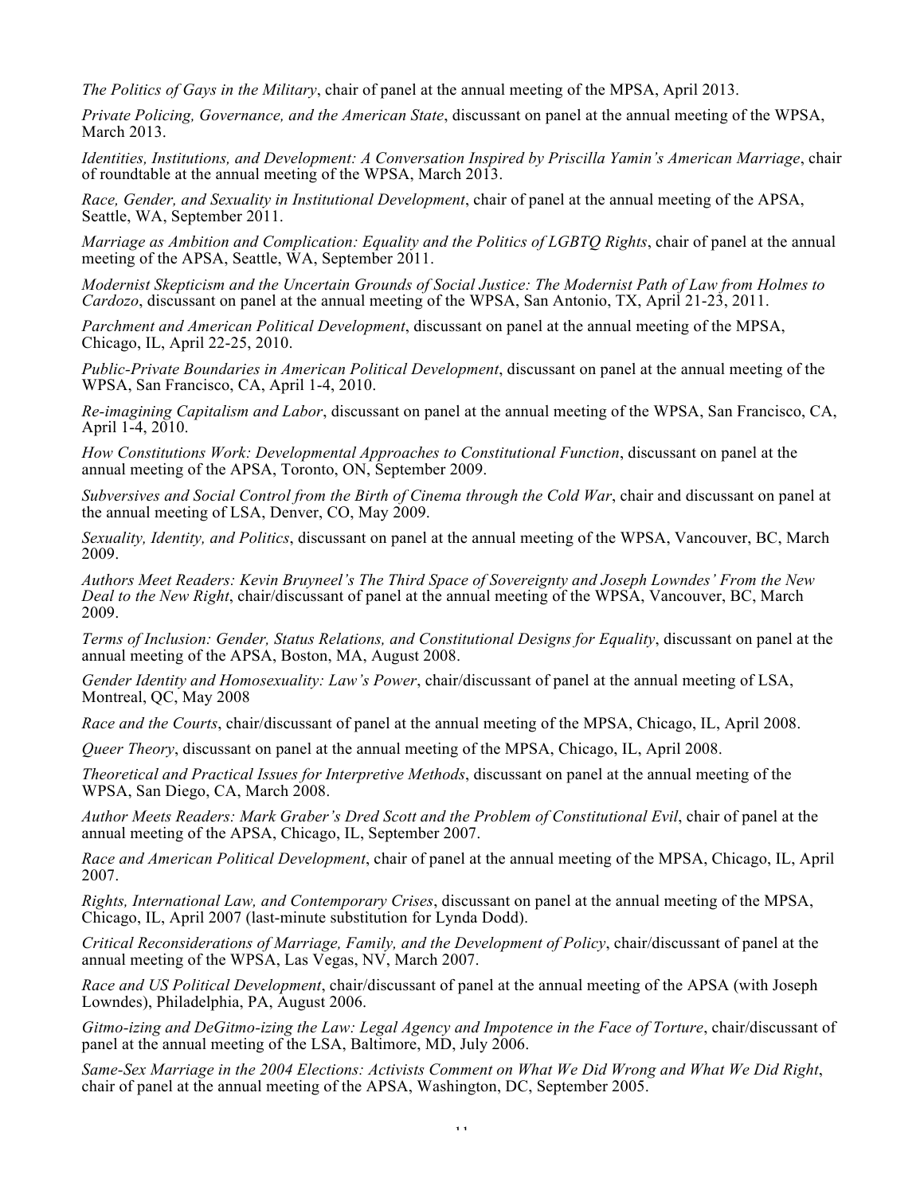*The Politics of Gays in the Military*, chair of panel at the annual meeting of the MPSA, April 2013.

*Private Policing, Governance, and the American State*, discussant on panel at the annual meeting of the WPSA, March 2013.

*Identities, Institutions, and Development: A Conversation Inspired by Priscilla Yamin's American Marriage*, chair of roundtable at the annual meeting of the WPSA, March 2013.

*Race, Gender, and Sexuality in Institutional Development*, chair of panel at the annual meeting of the APSA, Seattle, WA, September 2011.

*Marriage as Ambition and Complication: Equality and the Politics of LGBTQ Rights*, chair of panel at the annual meeting of the APSA, Seattle, WA, September 2011.

*Modernist Skepticism and the Uncertain Grounds of Social Justice: The Modernist Path of Law from Holmes to Cardozo*, discussant on panel at the annual meeting of the WPSA, San Antonio, TX, April 21-23, 2011.

*Parchment and American Political Development*, discussant on panel at the annual meeting of the MPSA, Chicago, IL, April 22-25, 2010.

*Public-Private Boundaries in American Political Development*, discussant on panel at the annual meeting of the WPSA, San Francisco, CA, April 1-4, 2010.

*Re-imagining Capitalism and Labor*, discussant on panel at the annual meeting of the WPSA, San Francisco, CA, April 1-4, 2010.

*How Constitutions Work: Developmental Approaches to Constitutional Function*, discussant on panel at the annual meeting of the APSA, Toronto, ON, September 2009.

*Subversives and Social Control from the Birth of Cinema through the Cold War*, chair and discussant on panel at the annual meeting of LSA, Denver, CO, May 2009.

*Sexuality, Identity, and Politics*, discussant on panel at the annual meeting of the WPSA, Vancouver, BC, March 2009.

*Authors Meet Readers: Kevin Bruyneel's The Third Space of Sovereignty and Joseph Lowndes' From the New Deal to the New Right*, chair/discussant of panel at the annual meeting of the WPSA, Vancouver, BC, March 2009.

*Terms of Inclusion: Gender, Status Relations, and Constitutional Designs for Equality*, discussant on panel at the annual meeting of the APSA, Boston, MA, August 2008.

*Gender Identity and Homosexuality: Law's Power*, chair/discussant of panel at the annual meeting of LSA, Montreal, QC, May 2008

*Race and the Courts*, chair/discussant of panel at the annual meeting of the MPSA, Chicago, IL, April 2008.

*Queer Theory*, discussant on panel at the annual meeting of the MPSA, Chicago, IL, April 2008.

*Theoretical and Practical Issues for Interpretive Methods*, discussant on panel at the annual meeting of the WPSA, San Diego, CA, March 2008.

*Author Meets Readers: Mark Graber's Dred Scott and the Problem of Constitutional Evil*, chair of panel at the annual meeting of the APSA, Chicago, IL, September 2007.

*Race and American Political Development*, chair of panel at the annual meeting of the MPSA, Chicago, IL, April 2007.

*Rights, International Law, and Contemporary Crises*, discussant on panel at the annual meeting of the MPSA, Chicago, IL, April 2007 (last-minute substitution for Lynda Dodd).

*Critical Reconsiderations of Marriage, Family, and the Development of Policy*, chair/discussant of panel at the annual meeting of the WPSA, Las Vegas, NV, March 2007.

*Race and US Political Development*, chair/discussant of panel at the annual meeting of the APSA (with Joseph Lowndes), Philadelphia, PA, August 2006.

*Gitmo-izing and DeGitmo-izing the Law: Legal Agency and Impotence in the Face of Torture*, chair/discussant of panel at the annual meeting of the LSA, Baltimore, MD, July 2006.

*Same-Sex Marriage in the 2004 Elections: Activists Comment on What We Did Wrong and What We Did Right*, chair of panel at the annual meeting of the APSA, Washington, DC, September 2005.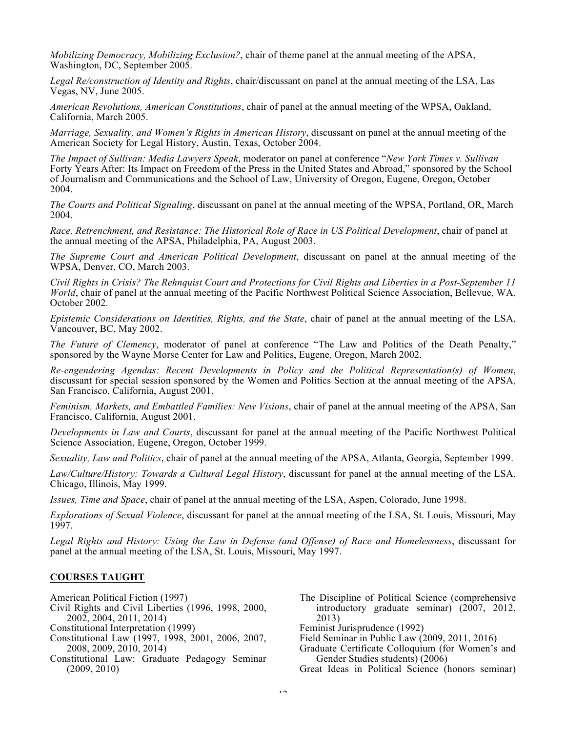*Mobilizing Democracy, Mobilizing Exclusion?*, chair of theme panel at the annual meeting of the APSA, Washington, DC, September 2005.

*Legal Re/construction of Identity and Rights*, chair/discussant on panel at the annual meeting of the LSA, Las Vegas, NV, June 2005.

*American Revolutions, American Constitutions*, chair of panel at the annual meeting of the WPSA, Oakland, California, March 2005.

*Marriage, Sexuality, and Women's Rights in American History*, discussant on panel at the annual meeting of the American Society for Legal History, Austin, Texas, October 2004.

*The Impact of Sullivan: Media Lawyers Speak*, moderator on panel at conference "*New York Times v. Sullivan* Forty Years After: Its Impact on Freedom of the Press in the United States and Abroad," sponsored by the School of Journalism and Communications and the School of Law, University of Oregon, Eugene, Oregon, October 2004.

*The Courts and Political Signaling*, discussant on panel at the annual meeting of the WPSA, Portland, OR, March 2004.

*Race, Retrenchment, and Resistance: The Historical Role of Race in US Political Development*, chair of panel at the annual meeting of the APSA, Philadelphia, PA, August 2003.

*The Supreme Court and American Political Development*, discussant on panel at the annual meeting of the WPSA, Denver, CO, March 2003.

*Civil Rights in Crisis? The Rehnquist Court and Protections for Civil Rights and Liberties in a Post-September 11 World*, chair of panel at the annual meeting of the Pacific Northwest Political Science Association, Bellevue, WA, October 2002.

*Epistemic Considerations on Identities, Rights, and the State*, chair of panel at the annual meeting of the LSA, Vancouver, BC, May 2002.

*The Future of Clemency*, moderator of panel at conference "The Law and Politics of the Death Penalty," sponsored by the Wayne Morse Center for Law and Politics, Eugene, Oregon, March 2002.

*Re-engendering Agendas: Recent Developments in Policy and the Political Representation(s) of Women*, discussant for special session sponsored by the Women and Politics Section at the annual meeting of the APSA, San Francisco, California, August 2001.

*Feminism, Markets, and Embattled Families: New Visions*, chair of panel at the annual meeting of the APSA, San Francisco, California, August 2001.

*Developments in Law and Courts*, discussant for panel at the annual meeting of the Pacific Northwest Political Science Association, Eugene, Oregon, October 1999.

*Sexuality, Law and Politics*, chair of panel at the annual meeting of the APSA, Atlanta, Georgia, September 1999.

*Law/Culture/History: Towards a Cultural Legal History*, discussant for panel at the annual meeting of the LSA, Chicago, Illinois, May 1999.

*Issues, Time and Space*, chair of panel at the annual meeting of the LSA, Aspen, Colorado, June 1998.

*Explorations of Sexual Violence*, discussant for panel at the annual meeting of the LSA, St. Louis, Missouri, May 1997.

*Legal Rights and History: Using the Law in Defense (and Offense) of Race and Homelessness*, discussant for panel at the annual meeting of the LSA, St. Louis, Missouri, May 1997.

## COURSES TAUGHT

American Political Fiction (1997)
Civil Rights and Civil Liberties (1996, 1998, 2000, 2002, 2004, 2011, 2014)
Constitutional Interpretation (1999)
Constitutional Law (1997, 1998, 2001, 2006, 2007, 2008, 2009, 2010, 2014)
Constitutional Law: Graduate Pedagogy Seminar (2009, 2010)
The Discipline of Political Science (comprehensive introductory graduate seminar) (2007, 2012, 2013)
Feminist Jurisprudence (1992)
Field Seminar in Public Law (2009, 2011, 2016)
Graduate Certificate Colloquium (for Women's and Gender Studies students) (2006)
Great Ideas in Political Science (honors seminar)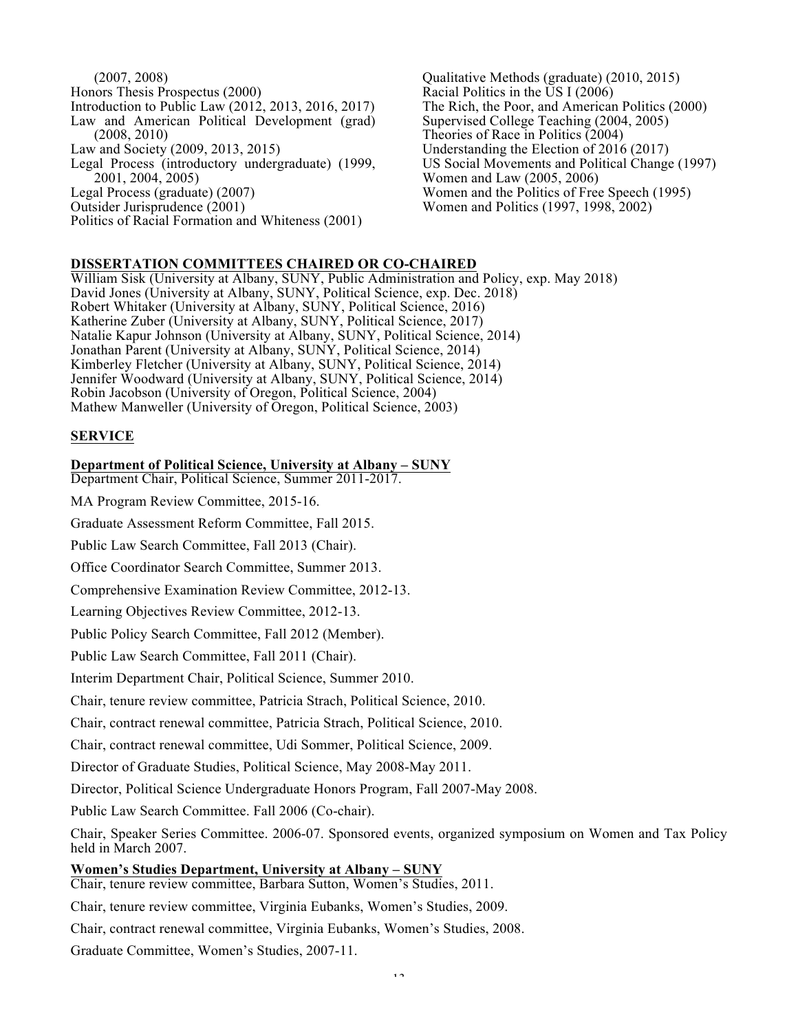(2007, 2008)
Honors Thesis Prospectus (2000)
Introduction to Public Law (2012, 2013, 2016, 2017)
Law and American Political Development (grad) (2008, 2010)
Law and Society (2009, 2013, 2015)
Legal Process (introductory undergraduate) (1999, 2001, 2004, 2005)
Legal Process (graduate) (2007)
Outsider Jurisprudence (2001)
Politics of Racial Formation and Whiteness (2001)
Qualitative Methods (graduate) (2010, 2015)
Racial Politics in the US I (2006)
The Rich, the Poor, and American Politics (2000)
Supervised College Teaching (2004, 2005)
Theories of Race in Politics (2004)
Understanding the Election of 2016 (2017)
US Social Movements and Political Change (1997)
Women and Law (2005, 2006)
Women and the Politics of Free Speech (1995)
Women and Politics (1997, 1998, 2002)

## DISSERTATION COMMITTEES CHAIRED OR CO-CHAIRED

William Sisk (University at Albany, SUNY, Public Administration and Policy, exp. May 2018)
David Jones (University at Albany, SUNY, Political Science, exp. Dec. 2018)
Robert Whitaker (University at Albany, SUNY, Political Science, 2016)
Katherine Zuber (University at Albany, SUNY, Political Science, 2017)
Natalie Kapur Johnson (University at Albany, SUNY, Political Science, 2014)
Jonathan Parent (University at Albany, SUNY, Political Science, 2014)
Kimberley Fletcher (University at Albany, SUNY, Political Science, 2014)
Jennifer Woodward (University at Albany, SUNY, Political Science, 2014)
Robin Jacobson (University of Oregon, Political Science, 2004)
Mathew Manweller (University of Oregon, Political Science, 2003)

## SERVICE

### Department of Political Science, University at Albany – SUNY

Department Chair, Political Science, Summer 2011-2017.

MA Program Review Committee, 2015-16.

Graduate Assessment Reform Committee, Fall 2015.

Public Law Search Committee, Fall 2013 (Chair).

Office Coordinator Search Committee, Summer 2013.

Comprehensive Examination Review Committee, 2012-13.

Learning Objectives Review Committee, 2012-13.

Public Policy Search Committee, Fall 2012 (Member).

Public Law Search Committee, Fall 2011 (Chair).

Interim Department Chair, Political Science, Summer 2010.

Chair, tenure review committee, Patricia Strach, Political Science, 2010.

Chair, contract renewal committee, Patricia Strach, Political Science, 2010.

Chair, contract renewal committee, Udi Sommer, Political Science, 2009.

Director of Graduate Studies, Political Science, May 2008-May 2011.

Director, Political Science Undergraduate Honors Program, Fall 2007-May 2008.

Public Law Search Committee. Fall 2006 (Co-chair).

Chair, Speaker Series Committee. 2006-07. Sponsored events, organized symposium on Women and Tax Policy held in March 2007.

### Women's Studies Department, University at Albany – SUNY

Chair, tenure review committee, Barbara Sutton, Women's Studies, 2011.

Chair, tenure review committee, Virginia Eubanks, Women's Studies, 2009.

Chair, contract renewal committee, Virginia Eubanks, Women's Studies, 2008.

Graduate Committee, Women's Studies, 2007-11.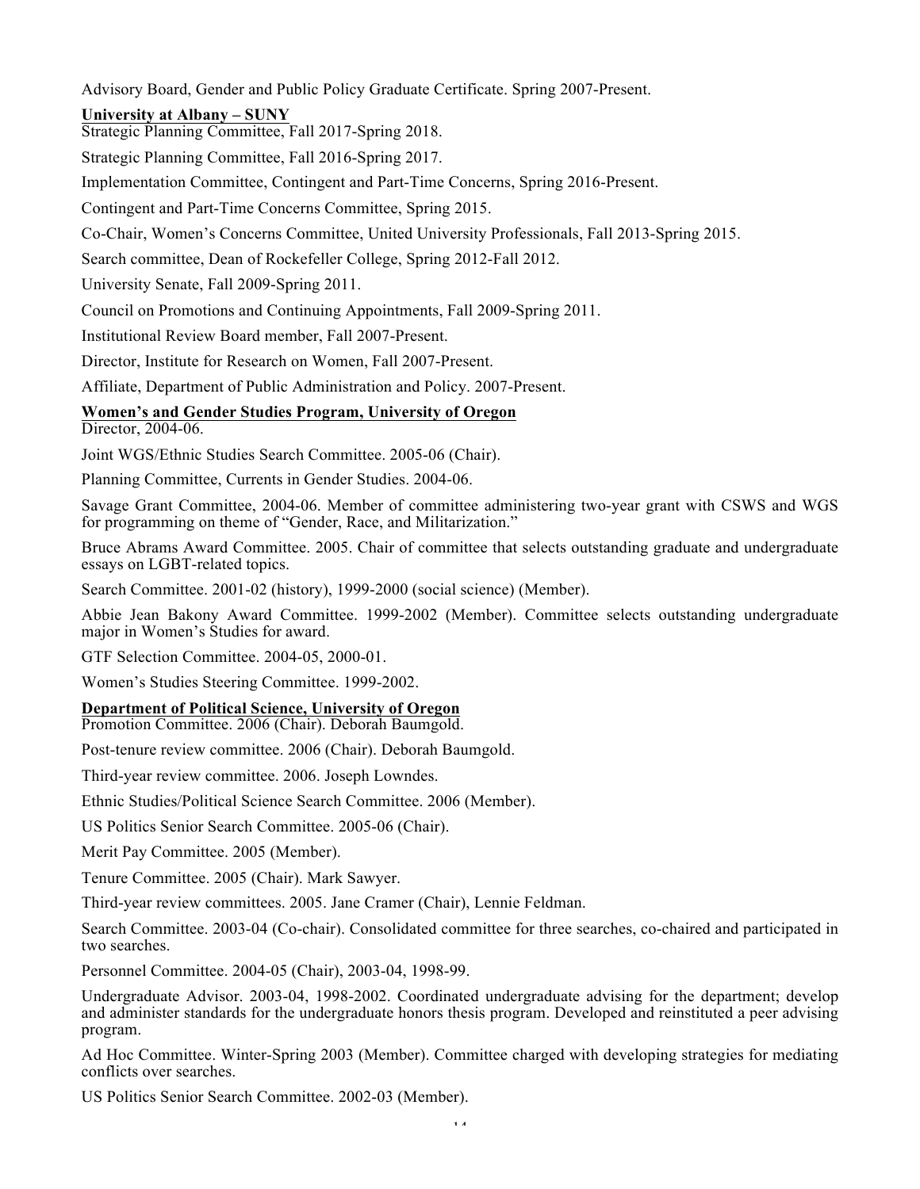Advisory Board, Gender and Public Policy Graduate Certificate. Spring 2007-Present.

**University at Albany – SUNY**

Strategic Planning Committee, Fall 2017-Spring 2018.

Strategic Planning Committee, Fall 2016-Spring 2017.

Implementation Committee, Contingent and Part-Time Concerns, Spring 2016-Present.

Contingent and Part-Time Concerns Committee, Spring 2015.

Co-Chair, Women's Concerns Committee, United University Professionals, Fall 2013-Spring 2015.

Search committee, Dean of Rockefeller College, Spring 2012-Fall 2012.

University Senate, Fall 2009-Spring 2011.

Council on Promotions and Continuing Appointments, Fall 2009-Spring 2011.

Institutional Review Board member, Fall 2007-Present.

Director, Institute for Research on Women, Fall 2007-Present.

Affiliate, Department of Public Administration and Policy. 2007-Present.

**Women's and Gender Studies Program, University of Oregon**

Director, 2004-06.

Joint WGS/Ethnic Studies Search Committee. 2005-06 (Chair).

Planning Committee, Currents in Gender Studies. 2004-06.

Savage Grant Committee, 2004-06. Member of committee administering two-year grant with CSWS and WGS for programming on theme of "Gender, Race, and Militarization."

Bruce Abrams Award Committee. 2005. Chair of committee that selects outstanding graduate and undergraduate essays on LGBT-related topics.

Search Committee. 2001-02 (history), 1999-2000 (social science) (Member).

Abbie Jean Bakony Award Committee. 1999-2002 (Member). Committee selects outstanding undergraduate major in Women's Studies for award.

GTF Selection Committee. 2004-05, 2000-01.

Women's Studies Steering Committee. 1999-2002.

**Department of Political Science, University of Oregon**

Promotion Committee. 2006 (Chair). Deborah Baumgold.

Post-tenure review committee. 2006 (Chair). Deborah Baumgold.

Third-year review committee. 2006. Joseph Lowndes.

Ethnic Studies/Political Science Search Committee. 2006 (Member).

US Politics Senior Search Committee. 2005-06 (Chair).

Merit Pay Committee. 2005 (Member).

Tenure Committee. 2005 (Chair). Mark Sawyer.

Third-year review committees. 2005. Jane Cramer (Chair), Lennie Feldman.

Search Committee. 2003-04 (Co-chair). Consolidated committee for three searches, co-chaired and participated in two searches.

Personnel Committee. 2004-05 (Chair), 2003-04, 1998-99.

Undergraduate Advisor. 2003-04, 1998-2002. Coordinated undergraduate advising for the department; develop and administer standards for the undergraduate honors thesis program. Developed and reinstituted a peer advising program.

Ad Hoc Committee. Winter-Spring 2003 (Member). Committee charged with developing strategies for mediating conflicts over searches.

US Politics Senior Search Committee. 2002-03 (Member).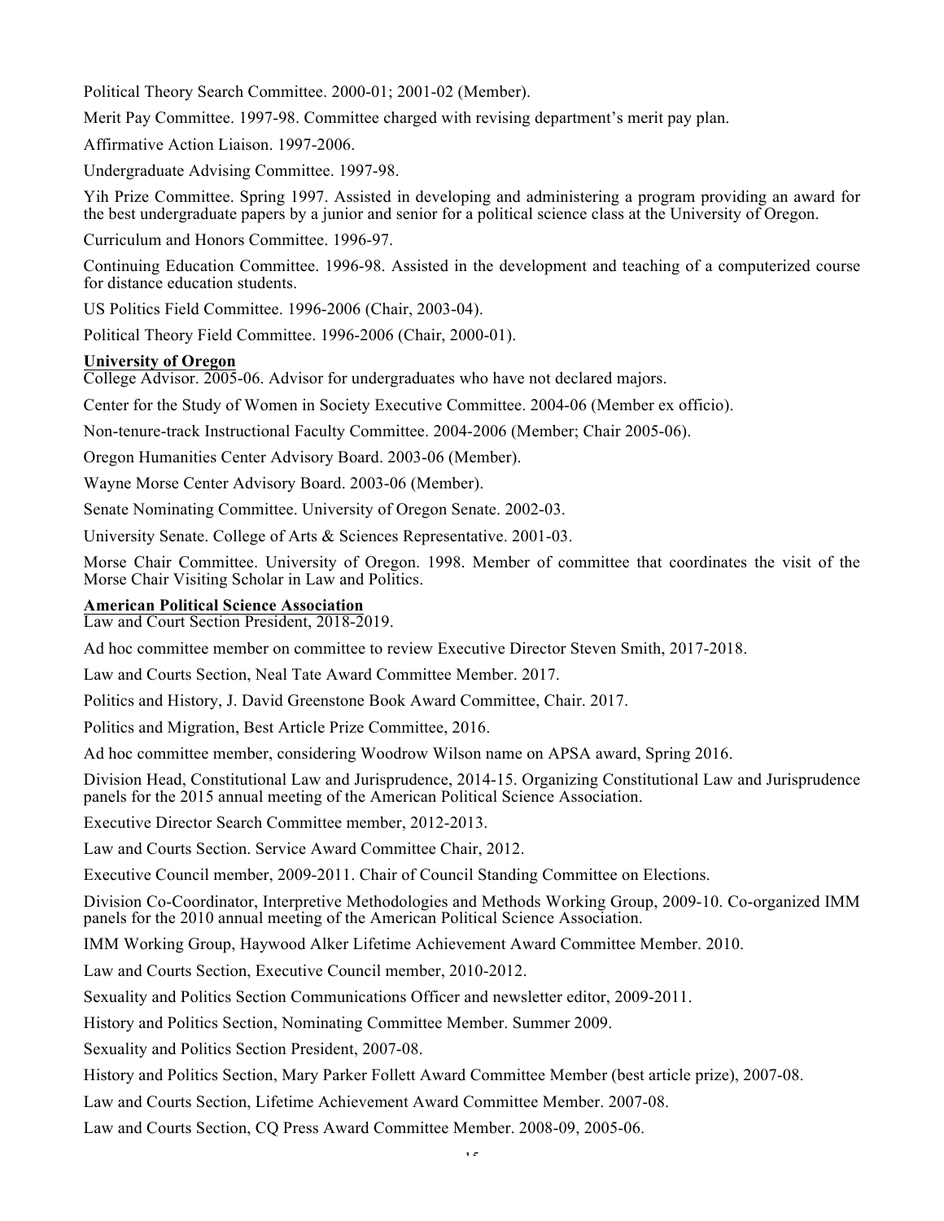Political Theory Search Committee. 2000-01; 2001-02 (Member).

Merit Pay Committee. 1997-98. Committee charged with revising department's merit pay plan.

Affirmative Action Liaison. 1997-2006.

Undergraduate Advising Committee. 1997-98.

Yih Prize Committee. Spring 1997. Assisted in developing and administering a program providing an award for the best undergraduate papers by a junior and senior for a political science class at the University of Oregon.

Curriculum and Honors Committee. 1996-97.

Continuing Education Committee. 1996-98. Assisted in the development and teaching of a computerized course for distance education students.

US Politics Field Committee. 1996-2006 (Chair, 2003-04).

Political Theory Field Committee. 1996-2006 (Chair, 2000-01).

**University of Oregon**

College Advisor. 2005-06. Advisor for undergraduates who have not declared majors.

Center for the Study of Women in Society Executive Committee. 2004-06 (Member ex officio).

Non-tenure-track Instructional Faculty Committee. 2004-2006 (Member; Chair 2005-06).

Oregon Humanities Center Advisory Board. 2003-06 (Member).

Wayne Morse Center Advisory Board. 2003-06 (Member).

Senate Nominating Committee. University of Oregon Senate. 2002-03.

University Senate. College of Arts & Sciences Representative. 2001-03.

Morse Chair Committee. University of Oregon. 1998. Member of committee that coordinates the visit of the Morse Chair Visiting Scholar in Law and Politics.

**American Political Science Association**

Law and Court Section President, 2018-2019.

Ad hoc committee member on committee to review Executive Director Steven Smith, 2017-2018.

Law and Courts Section, Neal Tate Award Committee Member. 2017.

Politics and History, J. David Greenstone Book Award Committee, Chair. 2017.

Politics and Migration, Best Article Prize Committee, 2016.

Ad hoc committee member, considering Woodrow Wilson name on APSA award, Spring 2016.

Division Head, Constitutional Law and Jurisprudence, 2014-15. Organizing Constitutional Law and Jurisprudence panels for the 2015 annual meeting of the American Political Science Association.

Executive Director Search Committee member, 2012-2013.

Law and Courts Section. Service Award Committee Chair, 2012.

Executive Council member, 2009-2011. Chair of Council Standing Committee on Elections.

Division Co-Coordinator, Interpretive Methodologies and Methods Working Group, 2009-10. Co-organized IMM panels for the 2010 annual meeting of the American Political Science Association.

IMM Working Group, Haywood Alker Lifetime Achievement Award Committee Member. 2010.

Law and Courts Section, Executive Council member, 2010-2012.

Sexuality and Politics Section Communications Officer and newsletter editor, 2009-2011.

History and Politics Section, Nominating Committee Member. Summer 2009.

Sexuality and Politics Section President, 2007-08.

History and Politics Section, Mary Parker Follett Award Committee Member (best article prize), 2007-08.

Law and Courts Section, Lifetime Achievement Award Committee Member. 2007-08.

Law and Courts Section, CQ Press Award Committee Member. 2008-09, 2005-06.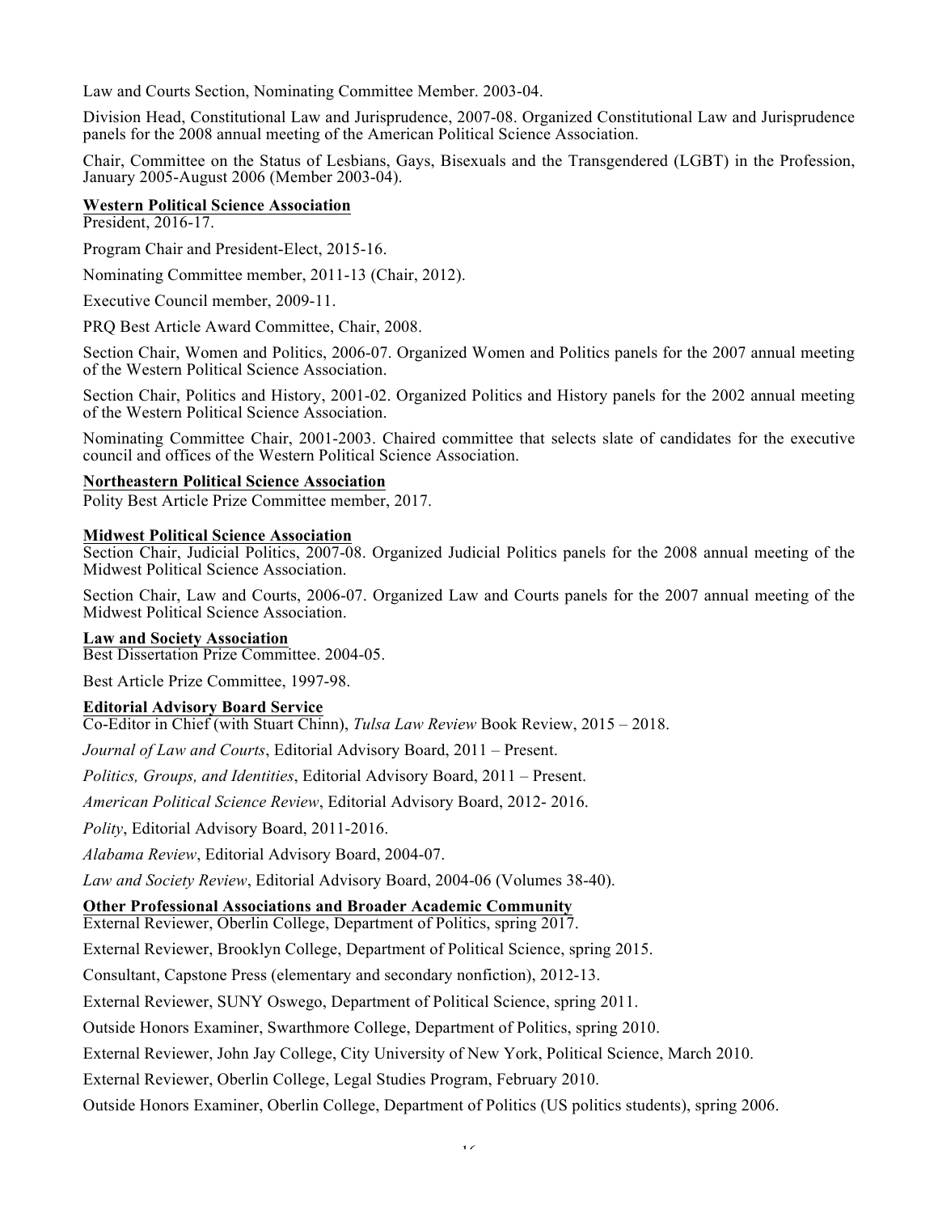Law and Courts Section, Nominating Committee Member. 2003-04.

Division Head, Constitutional Law and Jurisprudence, 2007-08. Organized Constitutional Law and Jurisprudence panels for the 2008 annual meeting of the American Political Science Association.

Chair, Committee on the Status of Lesbians, Gays, Bisexuals and the Transgendered (LGBT) in the Profession, January 2005-August 2006 (Member 2003-04).

**Western Political Science Association**

President, 2016-17.

Program Chair and President-Elect, 2015-16.

Nominating Committee member, 2011-13 (Chair, 2012).

Executive Council member, 2009-11.

PRQ Best Article Award Committee, Chair, 2008.

Section Chair, Women and Politics, 2006-07. Organized Women and Politics panels for the 2007 annual meeting of the Western Political Science Association.

Section Chair, Politics and History, 2001-02. Organized Politics and History panels for the 2002 annual meeting of the Western Political Science Association.

Nominating Committee Chair, 2001-2003. Chaired committee that selects slate of candidates for the executive council and offices of the Western Political Science Association.

**Northeastern Political Science Association**

Polity Best Article Prize Committee member, 2017.

**Midwest Political Science Association**

Section Chair, Judicial Politics, 2007-08. Organized Judicial Politics panels for the 2008 annual meeting of the Midwest Political Science Association.

Section Chair, Law and Courts, 2006-07. Organized Law and Courts panels for the 2007 annual meeting of the Midwest Political Science Association.

**Law and Society Association**

Best Dissertation Prize Committee. 2004-05.

Best Article Prize Committee, 1997-98.

**Editorial Advisory Board Service**

Co-Editor in Chief (with Stuart Chinn), *Tulsa Law Review* Book Review, 2015 – 2018.

*Journal of Law and Courts*, Editorial Advisory Board, 2011 – Present.

*Politics, Groups, and Identities*, Editorial Advisory Board, 2011 – Present.

*American Political Science Review*, Editorial Advisory Board, 2012- 2016.

*Polity*, Editorial Advisory Board, 2011-2016.

*Alabama Review*, Editorial Advisory Board, 2004-07.

*Law and Society Review*, Editorial Advisory Board, 2004-06 (Volumes 38-40).

**Other Professional Associations and Broader Academic Community**

External Reviewer, Oberlin College, Department of Politics, spring 2017.

External Reviewer, Brooklyn College, Department of Political Science, spring 2015.

Consultant, Capstone Press (elementary and secondary nonfiction), 2012-13.

External Reviewer, SUNY Oswego, Department of Political Science, spring 2011.

Outside Honors Examiner, Swarthmore College, Department of Politics, spring 2010.

External Reviewer, John Jay College, City University of New York, Political Science, March 2010.

External Reviewer, Oberlin College, Legal Studies Program, February 2010.

Outside Honors Examiner, Oberlin College, Department of Politics (US politics students), spring 2006.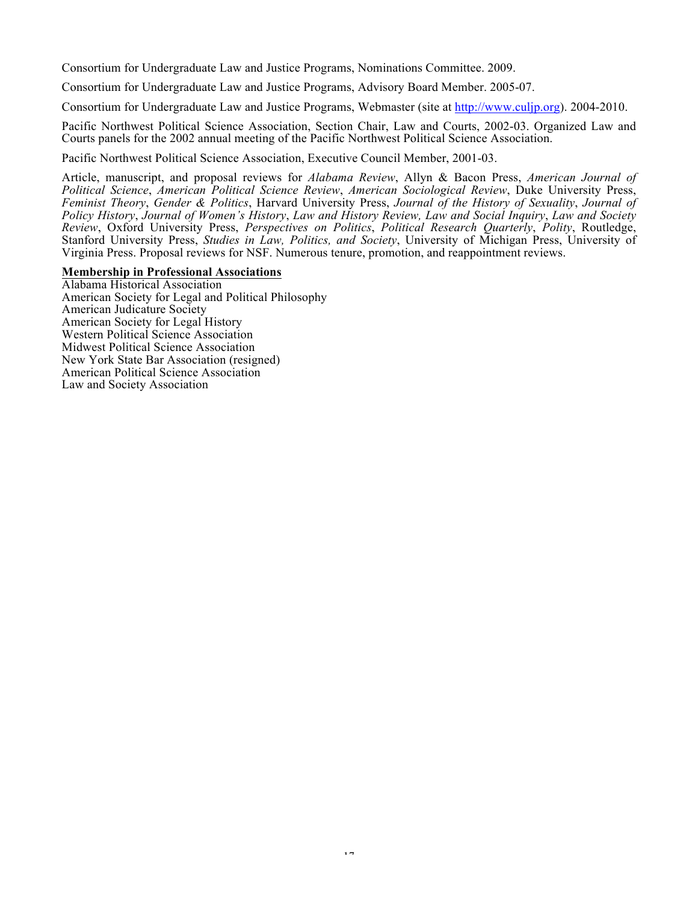Consortium for Undergraduate Law and Justice Programs, Nominations Committee. 2009.

Consortium for Undergraduate Law and Justice Programs, Advisory Board Member. 2005-07.

Consortium for Undergraduate Law and Justice Programs, Webmaster (site at http://www.culjp.org). 2004-2010.

Pacific Northwest Political Science Association, Section Chair, Law and Courts, 2002-03. Organized Law and Courts panels for the 2002 annual meeting of the Pacific Northwest Political Science Association.

Pacific Northwest Political Science Association, Executive Council Member, 2001-03.

Article, manuscript, and proposal reviews for *Alabama Review*, Allyn & Bacon Press, *American Journal of Political Science*, *American Political Science Review*, *American Sociological Review*, Duke University Press, *Feminist Theory*, *Gender & Politics*, Harvard University Press, *Journal of the History of Sexuality*, *Journal of Policy History*, *Journal of Women's History*, *Law and History Review, Law and Social Inquiry*, *Law and Society Review*, Oxford University Press, *Perspectives on Politics*, *Political Research Quarterly*, *Polity*, Routledge, Stanford University Press, *Studies in Law, Politics, and Society*, University of Michigan Press, University of Virginia Press. Proposal reviews for NSF. Numerous tenure, promotion, and reappointment reviews.

**Membership in Professional Associations**

Alabama Historical Association
American Society for Legal and Political Philosophy
American Judicature Society
American Society for Legal History
Western Political Science Association
Midwest Political Science Association
New York State Bar Association (resigned)
American Political Science Association
Law and Society Association